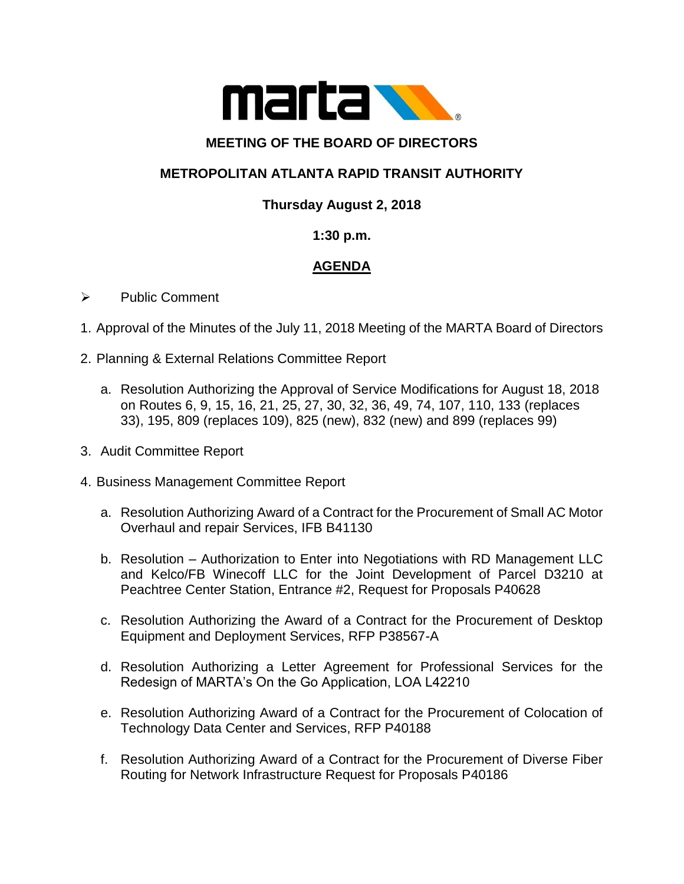## MEETING OF THE BOARD OF DIRECTORS

## METROPOLITAN ATLANTA RAPID TRANSIT AUTHORITY

**Thursday August 2, 2018**

**1:30 p.m.**

## AGENDA

- Public Comment

1. Approval of the Minutes of the July 11, 2018 Meeting of the MARTA Board of Directors

2. Planning & External Relations Committee Report

   a. Resolution Authorizing the Approval of Service Modifications for August 18, 2018 on Routes 6, 9, 15, 16, 21, 25, 27, 30, 32, 36, 49, 74, 107, 110, 133 (replaces 33), 195, 809 (replaces 109), 825 (new), 832 (new) and 899 (replaces 99)

3. Audit Committee Report

4. Business Management Committee Report

   a. Resolution Authorizing Award of a Contract for the Procurement of Small AC Motor Overhaul and repair Services, IFB B41130

   b. Resolution – Authorization to Enter into Negotiations with RD Management LLC and Kelco/FB Winecoff LLC for the Joint Development of Parcel D3210 at Peachtree Center Station, Entrance #2, Request for Proposals P40628

   c. Resolution Authorizing the Award of a Contract for the Procurement of Desktop Equipment and Deployment Services, RFP P38567-A

   d. Resolution Authorizing a Letter Agreement for Professional Services for the Redesign of MARTA's On the Go Application, LOA L42210

   e. Resolution Authorizing Award of a Contract for the Procurement of Colocation of Technology Data Center and Services, RFP P40188

   f. Resolution Authorizing Award of a Contract for the Procurement of Diverse Fiber Routing for Network Infrastructure Request for Proposals P40186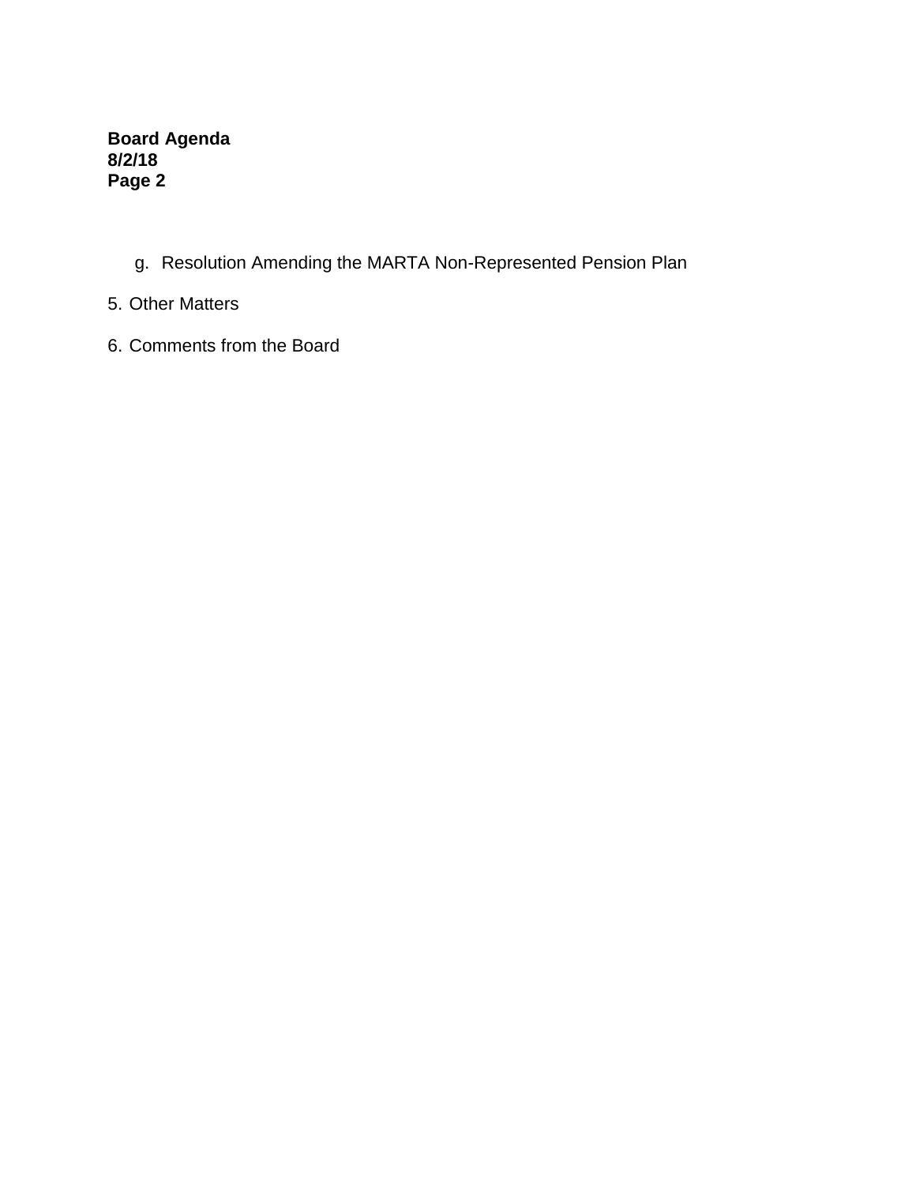g. Resolution Amending the MARTA Non-Represented Pension Plan

5. Other Matters

6. Comments from the Board